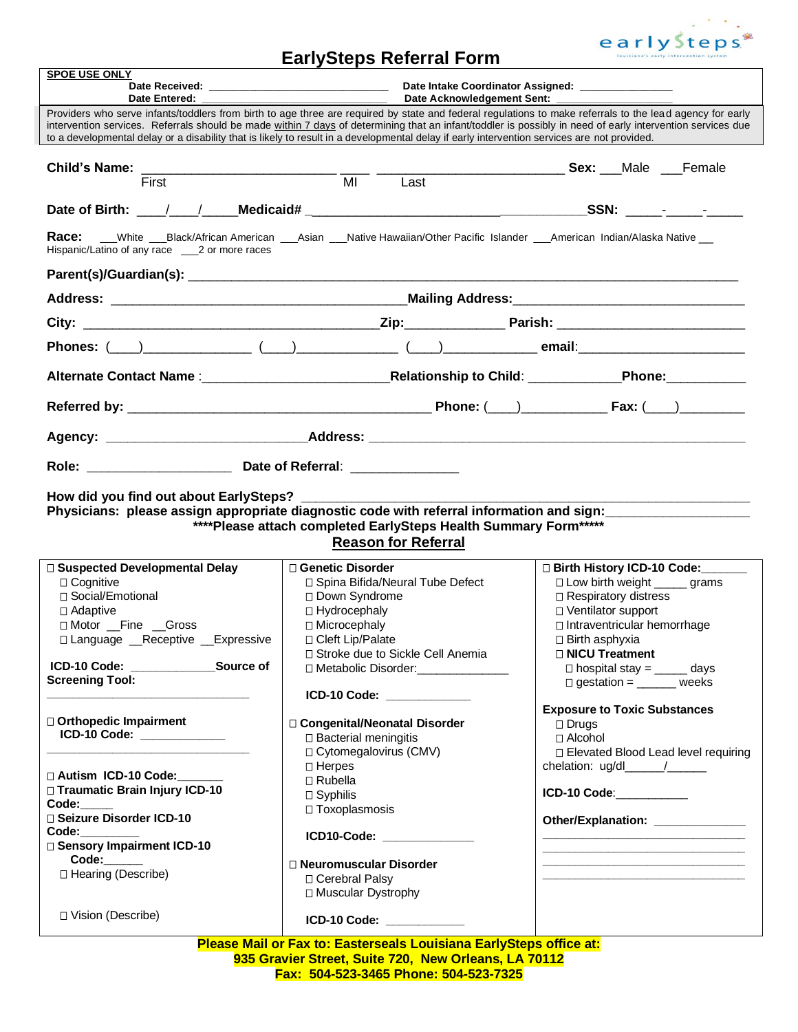# EarlySteps Referral Form

**SPOE USE ONLY**

**Date Received:** ______________________________ **Date Intake Coordinator Assigned:** _______________

**Date Entered:** ______________________________ **Date Acknowledgement Sent:** _______________

Providers who serve infants/toddlers from birth to age three are required by state and federal regulations to make referrals to the lead agency for early intervention services. Referrals should be made within 7 days of determining that an infant/toddler is possibly in need of early intervention services due to a developmental delay or a disability that is likely to result in a developmental delay if early intervention services are not provided.

**Child's Name:** ___________________________ ____ ___________________________ **Sex:** ___Male ___Female
First MI Last

**Date of Birth:** ____/____/_____ **Medicaid#** ________________________________________ **SSN:** _____-_____-_____

**Race:** ___White ___Black/African American ___Asian ___Native Hawaiian/Other Pacific Islander ___American Indian/Alaska Native ___Hispanic/Latino of any race ___2 or more races

**Parent(s)/Guardian(s):** ________________________________________________________________________________

**Address:** ___________________________________________ **Mailing Address:** _________________________________

**City:** ___________________________________________ **Zip:** _____________ **Parish:** __________________________

**Phones:** (____)_______________ (____)______________ (____)____________ **email**: ________________________

**Alternate Contact Name** : _________________________ **Relationship to Child**: ____________ **Phone:** ___________

**Referred by:** ____________________________________________ **Phone:** (____)____________ **Fax:** (____)_________

**Agency:** ____________________________ **Address:** ______________________________________________________

**Role:** ____________________ **Date of Referral**: _______________

**How did you find out about EarlySteps?** ____________________________________________________________

**Physicians: please assign appropriate diagnostic code with referral information and sign:** ____________________

**\*\*\*\*Please attach completed EarlySteps Health Summary Form\*\*\*\*\***

## Reason for Referral

| | | |
|---|---|---|
| ☐ **Suspected Developmental Delay**<br>☐ Cognitive<br>☐ Social/Emotional<br>☐ Adaptive<br>☐ Motor __Fine __Gross<br>☐ Language __Receptive __Expressive<br><br>**ICD-10 Code:** _____________ **Source of Screening Tool:**<br>_______________________________<br><br>☐ **Orthopedic Impairment**<br>**ICD-10 Code:** _____________<br>_______________________________<br><br>☐ **Autism ICD-10 Code:**_______<br>☐ **Traumatic Brain Injury ICD-10 Code:**_____<br>☐ **Seizure Disorder ICD-10 Code:**_________<br>☐ **Sensory Impairment ICD-10 Code:**______<br>☐ Hearing (Describe)<br><br>☐ Vision (Describe) | ☐ **Genetic Disorder**<br>☐ Spina Bifida/Neural Tube Defect<br>☐ Down Syndrome<br>☐ Hydrocephaly<br>☐ Microcephaly<br>☐ Cleft Lip/Palate<br>☐ Stroke due to Sickle Cell Anemia<br>☐ Metabolic Disorder:______________<br><br>**ICD-10 Code:** _____________<br><br>☐ **Congenital/Neonatal Disorder**<br>☐ Bacterial meningitis<br>☐ Cytomegalovirus (CMV)<br>☐ Herpes<br>☐ Rubella<br>☐ Syphilis<br>☐ Toxoplasmosis<br><br>**ICD10-Code:** ______________<br><br>☐ **Neuromuscular Disorder**<br>☐ Cerebral Palsy<br>☐ Muscular Dystrophy<br><br>**ICD-10 Code:** ____________ | ☐ **Birth History ICD-10 Code:**_______<br>☐ Low birth weight _____ grams<br>☐ Respiratory distress<br>☐ Ventilator support<br>☐ Intraventricular hemorrhage<br>☐ Birth asphyxia<br>☐ **NICU Treatment**<br>☐ hospital stay = _____ days<br>☐ gestation = ______ weeks<br><br>**Exposure to Toxic Substances**<br>☐ Drugs<br>☐ Alcohol<br>☐ Elevated Blood Lead level requiring chelation: ug/dl______/______<br><br>**ICD-10 Code**:___________<br><br>**Other/Explanation:** ______________<br>________________________________<br>________________________________<br>________________________________<br>________________________________ |

**Please Mail or Fax to: Easterseals Louisiana EarlySteps office at:**
**935 Gravier Street, Suite 720, New Orleans, LA 70112**
**Fax: 504-523-3465 Phone: 504-523-7325**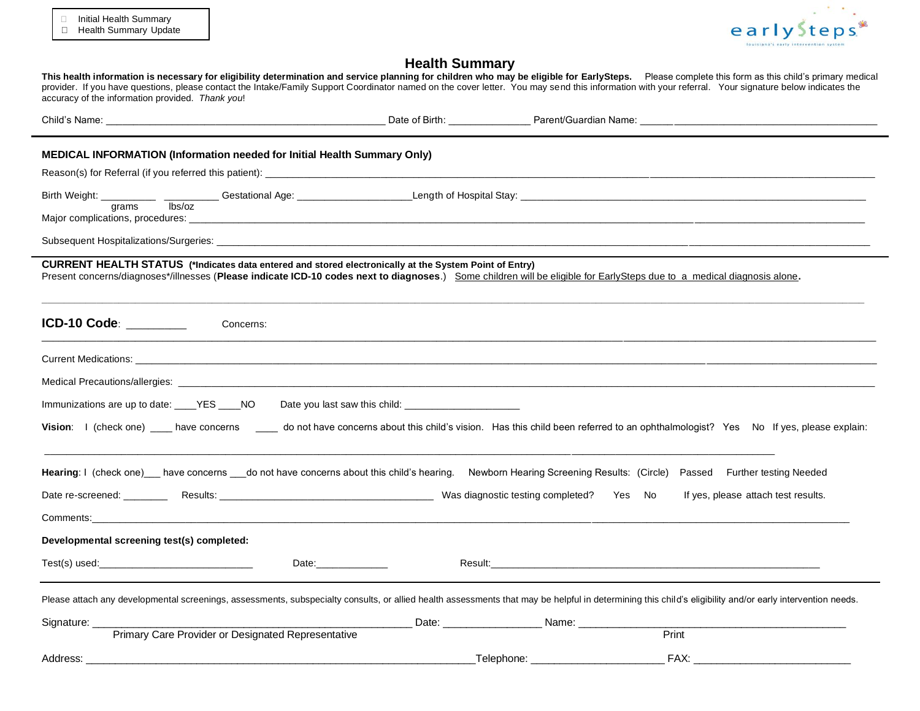- ☐ Initial Health Summary
- ☐ Health Summary Update

earlySteps
louisiana's early intervention system

# Health Summary

**This health information is necessary for eligibility determination and service planning for children who may be eligible for EarlySteps.** Please complete this form as this child's primary medical provider. If you have questions, please contact the Intake/Family Support Coordinator named on the cover letter. You may send this information with your referral. Your signature below indicates the accuracy of the information provided. *Thank you*!

Child's Name: __________________________________________________ Date of Birth: ______________ Parent/Guardian Name: __________________________________________

## MEDICAL INFORMATION (Information needed for Initial Health Summary Only)

Reason(s) for Referral (if you referred this patient): ____________________________________________________________________________________________________

Birth Weight: __________ grams __________ lbs/oz Gestational Age: ____________________ Length of Hospital Stay: _________________________________________________________

Major complications, procedures: ____________________________________________________________________________________________________________

Subsequent Hospitalizations/Surgeries: _______________________________________________________________________________________________________

## CURRENT HEALTH STATUS (*Indicates data entered and stored electronically at the System Point of Entry)

Present concerns/diagnoses*/illnesses (**Please indicate ICD-10 codes next to diagnoses**.) Some children will be eligible for EarlySteps due to a medical diagnosis alone**.**

______________________________________________________________________________________________________________________________

**ICD-10 Code**: __________ Concerns: ______________________________________________________________________________________________

Current Medications: ____________________________________________________________________________________________________________

Medical Precautions/allergies: ______________________________________________________________________________________________________

Immunizations are up to date: ____YES ____NO Date you last saw this child: ____________________

**Vision**: I (check one) ____ have concerns ____ do not have concerns about this child's vision. Has this child been referred to an ophthalmologist? Yes No If yes, please explain:

______________________________________________________________________________________________

**Hearing**: I (check one)___ have concerns ___do not have concerns about this child's hearing. Newborn Hearing Screening Results: (Circle) Passed Further testing Needed

Date re-screened: ________ Results: _______________________________________ Was diagnostic testing completed? Yes No If yes, please attach test results.

Comments:___________________________________________________________________________________________________________________

**Developmental screening test(s) completed:**

Test(s) used:____________________________ Date:_____________ Result:______________________________________________________________

Please attach any developmental screenings, assessments, subspecialty consults, or allied health assessments that may be helpful in determining this child's eligibility and/or early intervention needs.

Signature: ___________________________________________________________ Date: ________________ Name: _______________________________________________

Primary Care Provider or Designated Representative — Print

Address: _________________________________________________________________________Telephone: ______________________ FAX: __________________________